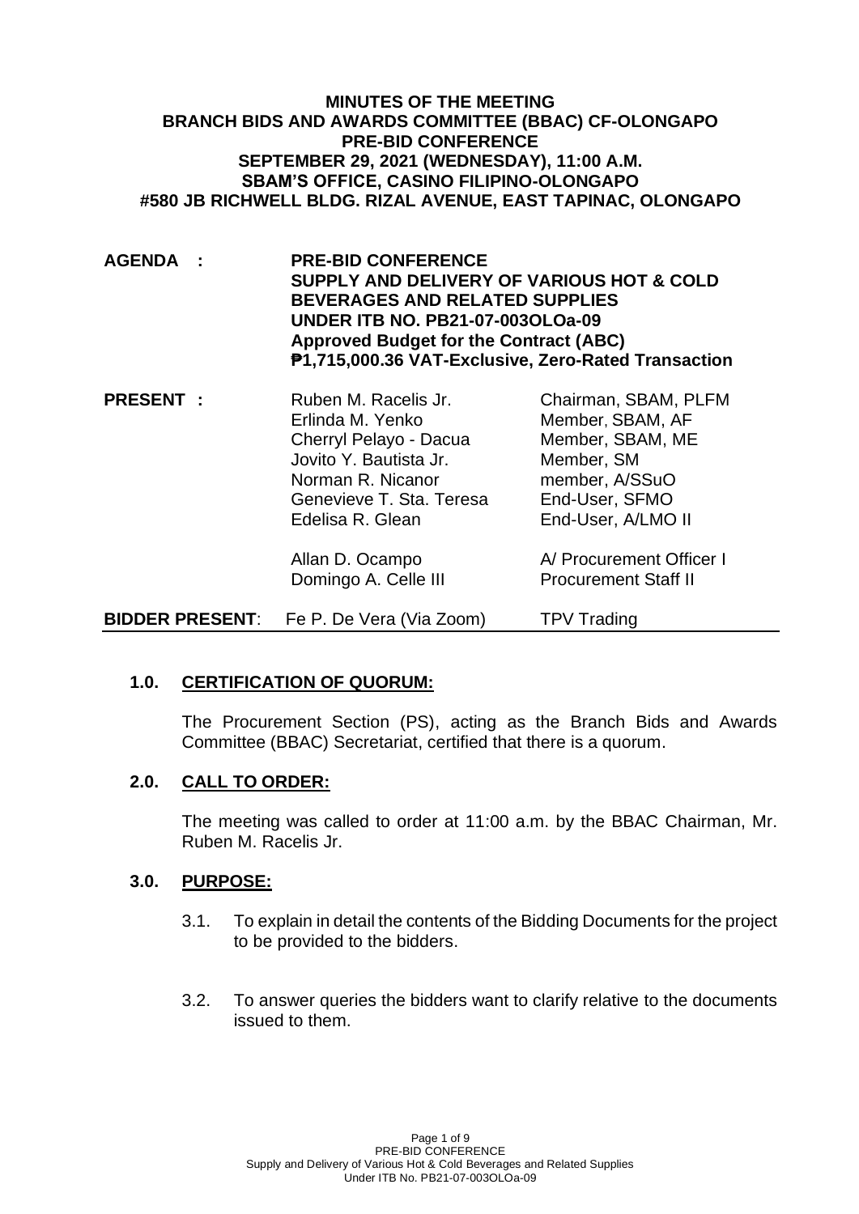# MINUTES OF THE MEETING
## BRANCH BIDS AND AWARDS COMMITTEE (BBAC) CF-OLONGAPO
## PRE-BID CONFERENCE
## SEPTEMBER 29, 2021 (WEDNESDAY), 11:00 A.M.
## SBAM'S OFFICE, CASINO FILIPINO-OLONGAPO
## #580 JB RICHWELL BLDG. RIZAL AVENUE, EAST TAPINAC, OLONGAPO

| | | |
|---|---|---|
| **AGENDA :** | **PRE-BID CONFERENCE**<br>**SUPPLY AND DELIVERY OF VARIOUS HOT & COLD BEVERAGES AND RELATED SUPPLIES**<br>**UNDER ITB NO. PB21-07-003OLOa-09**<br>**Approved Budget for the Contract (ABC)**<br>**₱1,715,000.36 VAT-Exclusive, Zero-Rated Transaction** | |
| **PRESENT :** | Ruben M. Racelis Jr. | Chairman, SBAM, PLFM |
| | Erlinda M. Yenko | Member, SBAM, AF |
| | Cherryl Pelayo - Dacua | Member, SBAM, ME |
| | Jovito Y. Bautista Jr. | Member, SM |
| | Norman R. Nicanor | member, A/SSuO |
| | Genevieve T. Sta. Teresa | End-User, SFMO |
| | Edelisa R. Glean | End-User, A/LMO II |
| | Allan D. Ocampo | A/ Procurement Officer I |
| | Domingo A. Celle III | Procurement Staff II |
| **BIDDER PRESENT:** | Fe P. De Vera (Via Zoom) | TPV Trading |

### 1.0. CERTIFICATION OF QUORUM:

The Procurement Section (PS), acting as the Branch Bids and Awards Committee (BBAC) Secretariat, certified that there is a quorum.

### 2.0. CALL TO ORDER:

The meeting was called to order at 11:00 a.m. by the BBAC Chairman, Mr. Ruben M. Racelis Jr.

### 3.0. PURPOSE:

3.1. To explain in detail the contents of the Bidding Documents for the project to be provided to the bidders.

3.2. To answer queries the bidders want to clarify relative to the documents issued to them.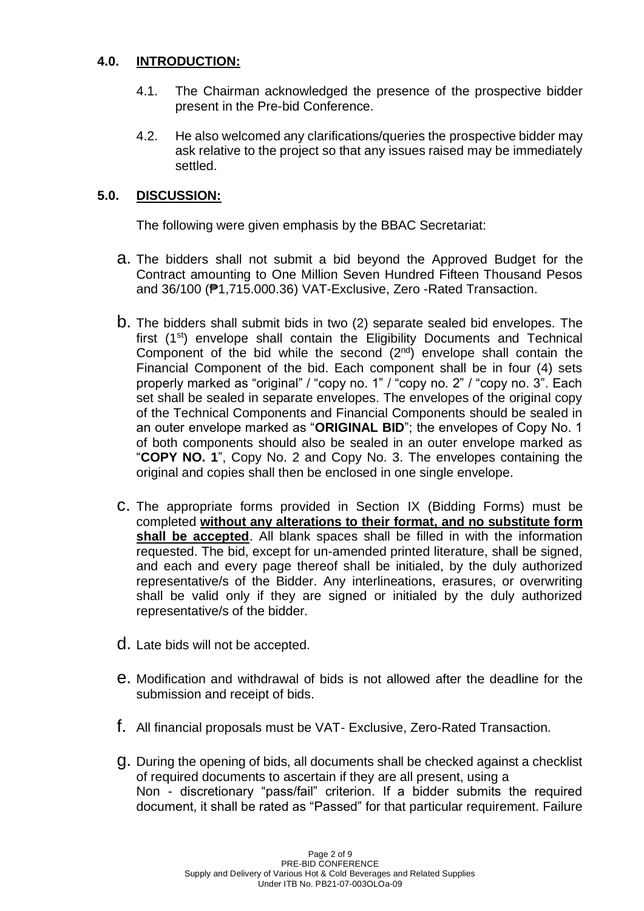## 4.0. INTRODUCTION:

4.1. The Chairman acknowledged the presence of the prospective bidder present in the Pre-bid Conference.

4.2. He also welcomed any clarifications/queries the prospective bidder may ask relative to the project so that any issues raised may be immediately settled.

## 5.0. DISCUSSION:

The following were given emphasis by the BBAC Secretariat:

a. The bidders shall not submit a bid beyond the Approved Budget for the Contract amounting to One Million Seven Hundred Fifteen Thousand Pesos and 36/100 (₱1,715.000.36) VAT-Exclusive, Zero -Rated Transaction.

b. The bidders shall submit bids in two (2) separate sealed bid envelopes. The first (1st) envelope shall contain the Eligibility Documents and Technical Component of the bid while the second (2nd) envelope shall contain the Financial Component of the bid. Each component shall be in four (4) sets properly marked as "original" / "copy no. 1" / "copy no. 2" / "copy no. 3". Each set shall be sealed in separate envelopes. The envelopes of the original copy of the Technical Components and Financial Components should be sealed in an outer envelope marked as "**ORIGINAL BID**"; the envelopes of Copy No. 1 of both components should also be sealed in an outer envelope marked as "**COPY NO. 1**", Copy No. 2 and Copy No. 3. The envelopes containing the original and copies shall then be enclosed in one single envelope.

c. The appropriate forms provided in Section IX (Bidding Forms) must be completed **without any alterations to their format, and no substitute form shall be accepted**. All blank spaces shall be filled in with the information requested. The bid, except for un-amended printed literature, shall be signed, and each and every page thereof shall be initialed, by the duly authorized representative/s of the Bidder. Any interlineations, erasures, or overwriting shall be valid only if they are signed or initialed by the duly authorized representative/s of the bidder.

d. Late bids will not be accepted.

e. Modification and withdrawal of bids is not allowed after the deadline for the submission and receipt of bids.

f. All financial proposals must be VAT- Exclusive, Zero-Rated Transaction.

g. During the opening of bids, all documents shall be checked against a checklist of required documents to ascertain if they are all present, using a Non - discretionary "pass/fail" criterion. If a bidder submits the required document, it shall be rated as "Passed" for that particular requirement. Failure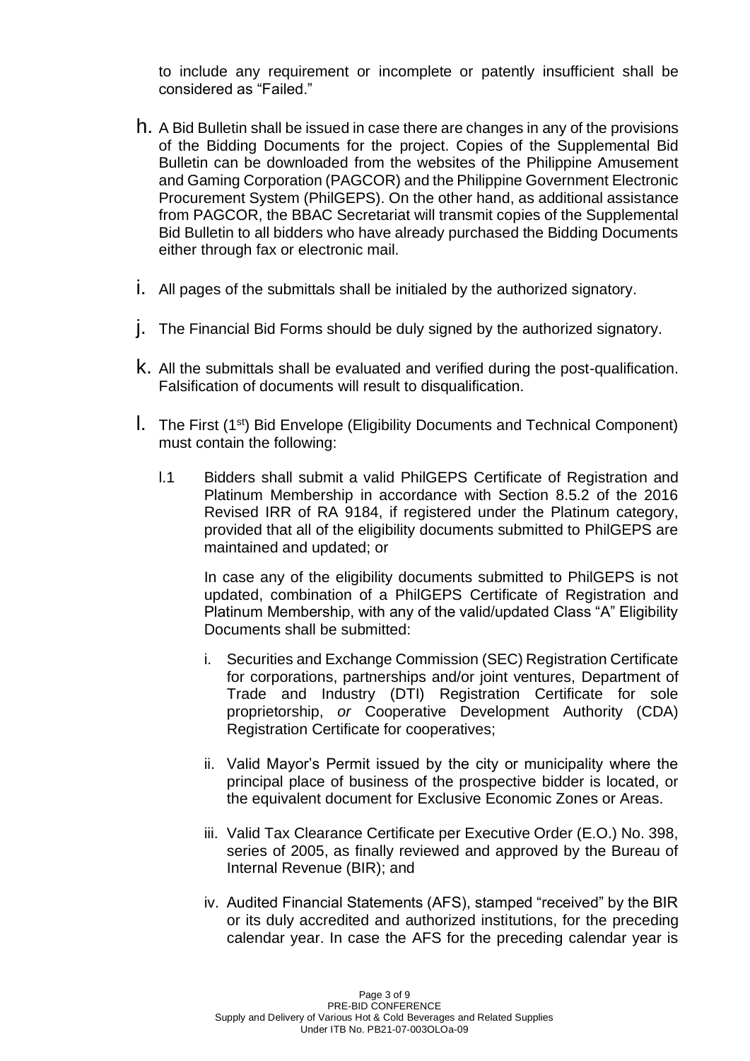to include any requirement or incomplete or patently insufficient shall be considered as "Failed."

h. A Bid Bulletin shall be issued in case there are changes in any of the provisions of the Bidding Documents for the project. Copies of the Supplemental Bid Bulletin can be downloaded from the websites of the Philippine Amusement and Gaming Corporation (PAGCOR) and the Philippine Government Electronic Procurement System (PhilGEPS). On the other hand, as additional assistance from PAGCOR, the BBAC Secretariat will transmit copies of the Supplemental Bid Bulletin to all bidders who have already purchased the Bidding Documents either through fax or electronic mail.

i. All pages of the submittals shall be initialed by the authorized signatory.

j. The Financial Bid Forms should be duly signed by the authorized signatory.

k. All the submittals shall be evaluated and verified during the post-qualification. Falsification of documents will result to disqualification.

l. The First (1st) Bid Envelope (Eligibility Documents and Technical Component) must contain the following:

   l.1 Bidders shall submit a valid PhilGEPS Certificate of Registration and Platinum Membership in accordance with Section 8.5.2 of the 2016 Revised IRR of RA 9184, if registered under the Platinum category, provided that all of the eligibility documents submitted to PhilGEPS are maintained and updated; or

   In case any of the eligibility documents submitted to PhilGEPS is not updated, combination of a PhilGEPS Certificate of Registration and Platinum Membership, with any of the valid/updated Class "A" Eligibility Documents shall be submitted:

   i. Securities and Exchange Commission (SEC) Registration Certificate for corporations, partnerships and/or joint ventures, Department of Trade and Industry (DTI) Registration Certificate for sole proprietorship, *or* Cooperative Development Authority (CDA) Registration Certificate for cooperatives;

   ii. Valid Mayor's Permit issued by the city or municipality where the principal place of business of the prospective bidder is located, or the equivalent document for Exclusive Economic Zones or Areas.

   iii. Valid Tax Clearance Certificate per Executive Order (E.O.) No. 398, series of 2005, as finally reviewed and approved by the Bureau of Internal Revenue (BIR); and

   iv. Audited Financial Statements (AFS), stamped "received" by the BIR or its duly accredited and authorized institutions, for the preceding calendar year. In case the AFS for the preceding calendar year is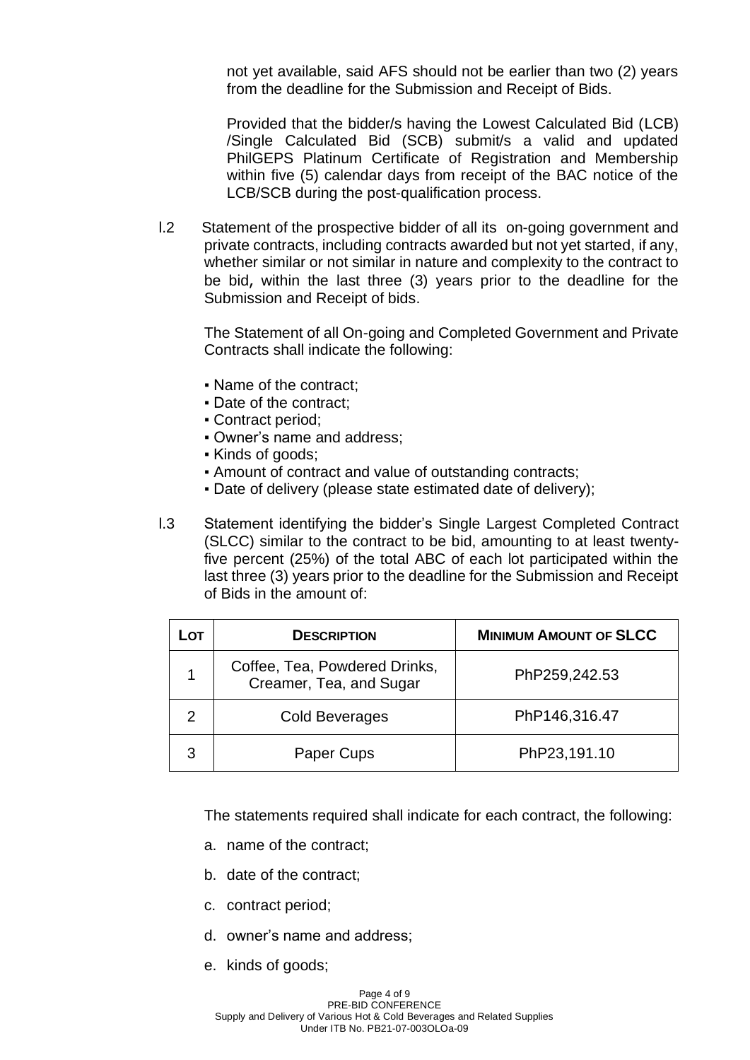not yet available, said AFS should not be earlier than two (2) years from the deadline for the Submission and Receipt of Bids.

Provided that the bidder/s having the Lowest Calculated Bid (LCB) /Single Calculated Bid (SCB) submit/s a valid and updated PhilGEPS Platinum Certificate of Registration and Membership within five (5) calendar days from receipt of the BAC notice of the LCB/SCB during the post-qualification process.

I.2 Statement of the prospective bidder of all its on-going government and private contracts, including contracts awarded but not yet started, if any, whether similar or not similar in nature and complexity to the contract to be bid, within the last three (3) years prior to the deadline for the Submission and Receipt of bids.

The Statement of all On-going and Completed Government and Private Contracts shall indicate the following:

- Name of the contract;
- Date of the contract;
- Contract period;
- Owner's name and address;
- Kinds of goods;
- Amount of contract and value of outstanding contracts;
- Date of delivery (please state estimated date of delivery);

I.3 Statement identifying the bidder's Single Largest Completed Contract (SLCC) similar to the contract to be bid, amounting to at least twenty-five percent (25%) of the total ABC of each lot participated within the last three (3) years prior to the deadline for the Submission and Receipt of Bids in the amount of:

| LOT | DESCRIPTION | MINIMUM AMOUNT OF SLCC |
|---|---|---|
| 1 | Coffee, Tea, Powdered Drinks, Creamer, Tea, and Sugar | PhP259,242.53 |
| 2 | Cold Beverages | PhP146,316.47 |
| 3 | Paper Cups | PhP23,191.10 |

The statements required shall indicate for each contract, the following:

a. name of the contract;

b. date of the contract;

c. contract period;

d. owner's name and address;

e. kinds of goods;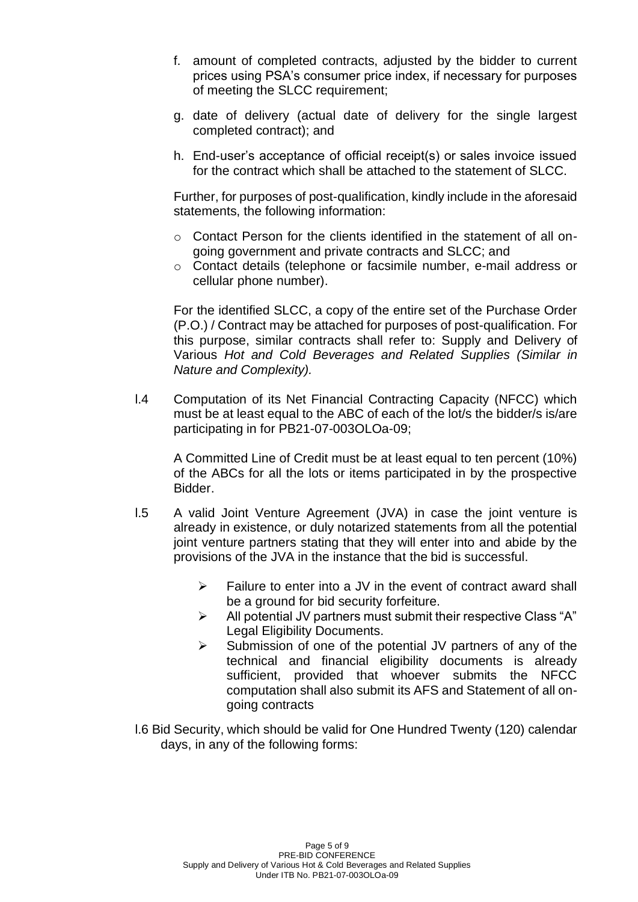f. amount of completed contracts, adjusted by the bidder to current prices using PSA's consumer price index, if necessary for purposes of meeting the SLCC requirement;

g. date of delivery (actual date of delivery for the single largest completed contract); and

h. End-user's acceptance of official receipt(s) or sales invoice issued for the contract which shall be attached to the statement of SLCC.

Further, for purposes of post-qualification, kindly include in the aforesaid statements, the following information:

- Contact Person for the clients identified in the statement of all on-going government and private contracts and SLCC; and
- Contact details (telephone or facsimile number, e-mail address or cellular phone number).

For the identified SLCC, a copy of the entire set of the Purchase Order (P.O.) / Contract may be attached for purposes of post-qualification. For this purpose, similar contracts shall refer to: Supply and Delivery of Various *Hot and Cold Beverages and Related Supplies (Similar in Nature and Complexity).*

I.4 Computation of its Net Financial Contracting Capacity (NFCC) which must be at least equal to the ABC of each of the lot/s the bidder/s is/are participating in for PB21-07-003OLOa-09;

A Committed Line of Credit must be at least equal to ten percent (10%) of the ABCs for all the lots or items participated in by the prospective Bidder.

I.5 A valid Joint Venture Agreement (JVA) in case the joint venture is already in existence, or duly notarized statements from all the potential joint venture partners stating that they will enter into and abide by the provisions of the JVA in the instance that the bid is successful.

- Failure to enter into a JV in the event of contract award shall be a ground for bid security forfeiture.
- All potential JV partners must submit their respective Class "A" Legal Eligibility Documents.
- Submission of one of the potential JV partners of any of the technical and financial eligibility documents is already sufficient, provided that whoever submits the NFCC computation shall also submit its AFS and Statement of all on-going contracts

I.6 Bid Security, which should be valid for One Hundred Twenty (120) calendar days, in any of the following forms: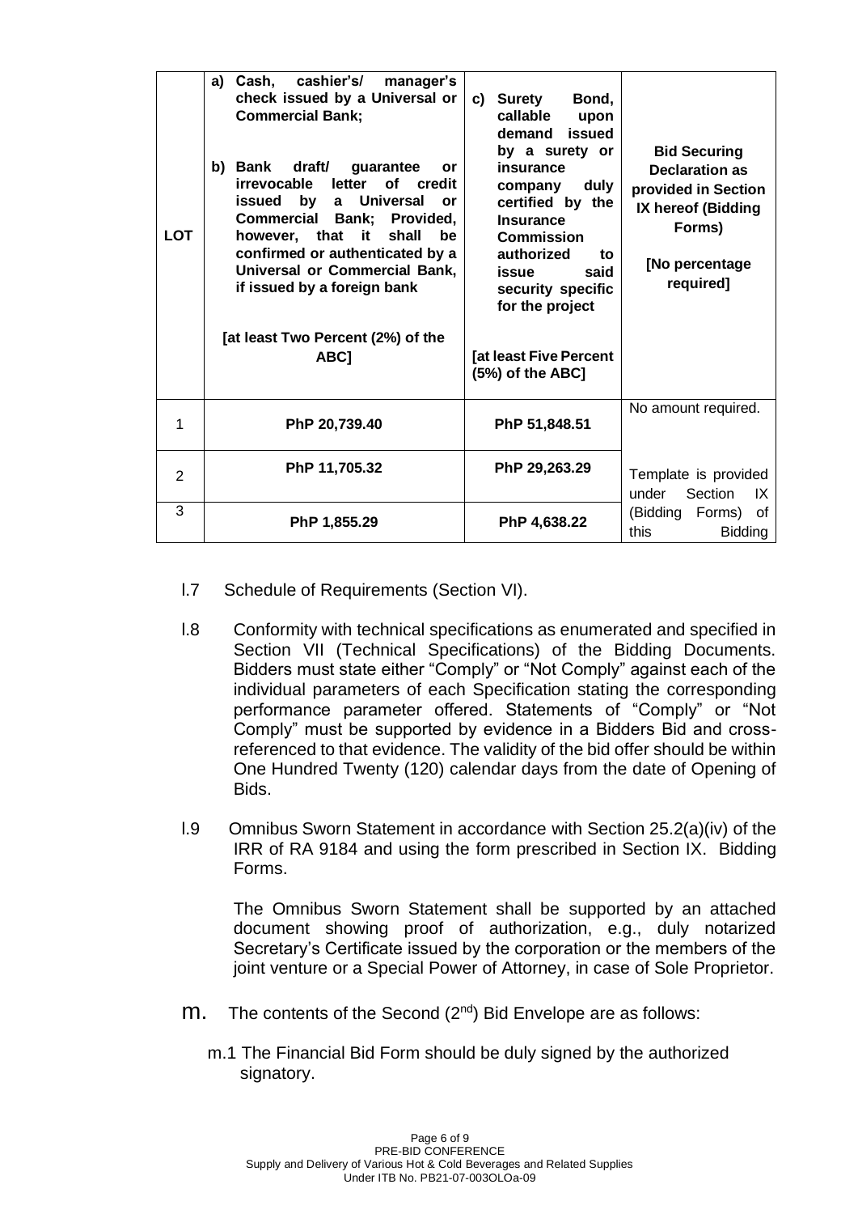| LOT | a) Cash, cashier's/ manager's check issued by a Universal or Commercial Bank;<br><br>b) Bank draft/ guarantee or irrevocable letter of credit issued by a Universal or Commercial Bank; Provided, however, that it shall be confirmed or authenticated by a Universal or Commercial Bank, if issued by a foreign bank<br><br>[at least Two Percent (2%) of the ABC] | c) Surety Bond, callable upon demand issued by a surety or insurance company duly certified by the Insurance Commission authorized to issue said security specific for the project<br><br>[at least Five Percent (5%) of the ABC] | Bid Securing Declaration as provided in Section IX hereof (Bidding Forms)<br><br>[No percentage required] |
|---|---|---|---|
| 1 | PhP 20,739.40 | PhP 51,848.51 | No amount required.<br><br>Template is provided under Section IX (Bidding Forms) of this Bidding |
| 2 | PhP 11,705.32 | PhP 29,263.29 | |
| 3 | PhP 1,855.29 | PhP 4,638.22 | |

l.7 Schedule of Requirements (Section VI).

l.8 Conformity with technical specifications as enumerated and specified in Section VII (Technical Specifications) of the Bidding Documents. Bidders must state either "Comply" or "Not Comply" against each of the individual parameters of each Specification stating the corresponding performance parameter offered. Statements of "Comply" or "Not Comply" must be supported by evidence in a Bidders Bid and cross-referenced to that evidence. The validity of the bid offer should be within One Hundred Twenty (120) calendar days from the date of Opening of Bids.

l.9 Omnibus Sworn Statement in accordance with Section 25.2(a)(iv) of the IRR of RA 9184 and using the form prescribed in Section IX. Bidding Forms.

The Omnibus Sworn Statement shall be supported by an attached document showing proof of authorization, e.g., duly notarized Secretary's Certificate issued by the corporation or the members of the joint venture or a Special Power of Attorney, in case of Sole Proprietor.

m. The contents of the Second (2nd) Bid Envelope are as follows:

m.1 The Financial Bid Form should be duly signed by the authorized signatory.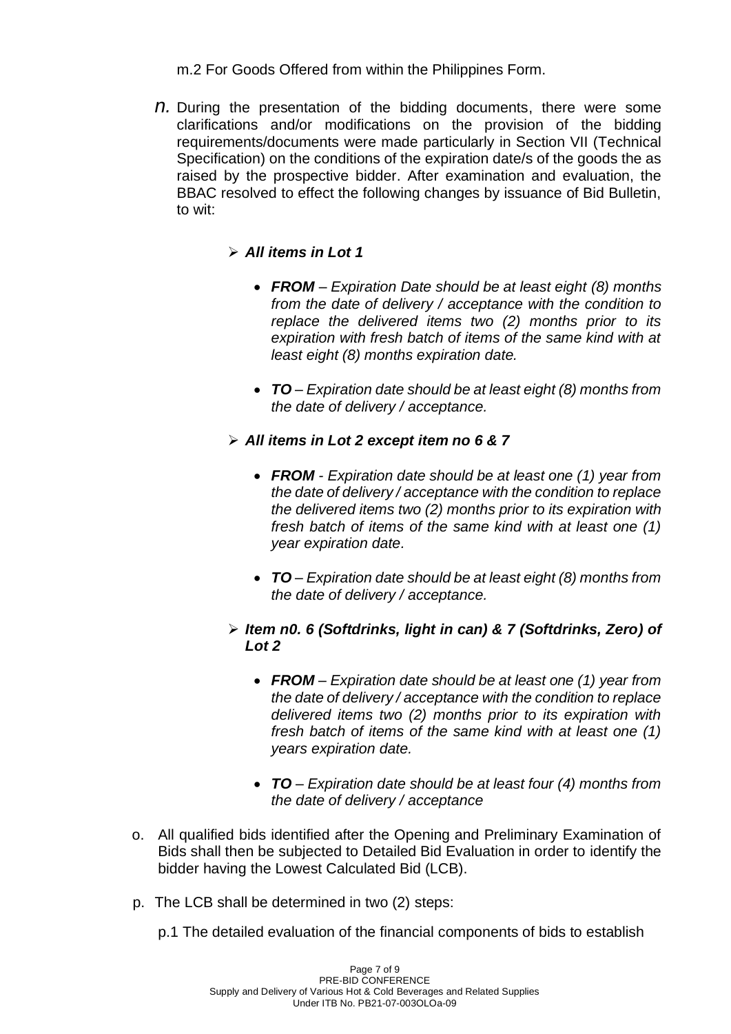m.2 For Goods Offered from within the Philippines Form.

*n.* During the presentation of the bidding documents, there were some clarifications and/or modifications on the provision of the bidding requirements/documents were made particularly in Section VII (Technical Specification) on the conditions of the expiration date/s of the goods the as raised by the prospective bidder. After examination and evaluation, the BBAC resolved to effect the following changes by issuance of Bid Bulletin, to wit:

- ***All items in Lot 1***
  - ***FROM*** *– Expiration Date should be at least eight (8) months from the date of delivery / acceptance with the condition to replace the delivered items two (2) months prior to its expiration with fresh batch of items of the same kind with at least eight (8) months expiration date.*
  - ***TO*** *– Expiration date should be at least eight (8) months from the date of delivery / acceptance.*

- ***All items in Lot 2 except item no 6 & 7***
  - ***FROM*** *- Expiration date should be at least one (1) year from the date of delivery / acceptance with the condition to replace the delivered items two (2) months prior to its expiration with fresh batch of items of the same kind with at least one (1) year expiration date.*
  - ***TO*** *– Expiration date should be at least eight (8) months from the date of delivery / acceptance.*

- ***Item n0. 6 (Softdrinks, light in can) & 7 (Softdrinks, Zero) of Lot 2***
  - ***FROM*** *– Expiration date should be at least one (1) year from the date of delivery / acceptance with the condition to replace delivered items two (2) months prior to its expiration with fresh batch of items of the same kind with at least one (1) years expiration date.*
  - ***TO*** *– Expiration date should be at least four (4) months from the date of delivery / acceptance*

o. All qualified bids identified after the Opening and Preliminary Examination of Bids shall then be subjected to Detailed Bid Evaluation in order to identify the bidder having the Lowest Calculated Bid (LCB).

p. The LCB shall be determined in two (2) steps:

p.1 The detailed evaluation of the financial components of bids to establish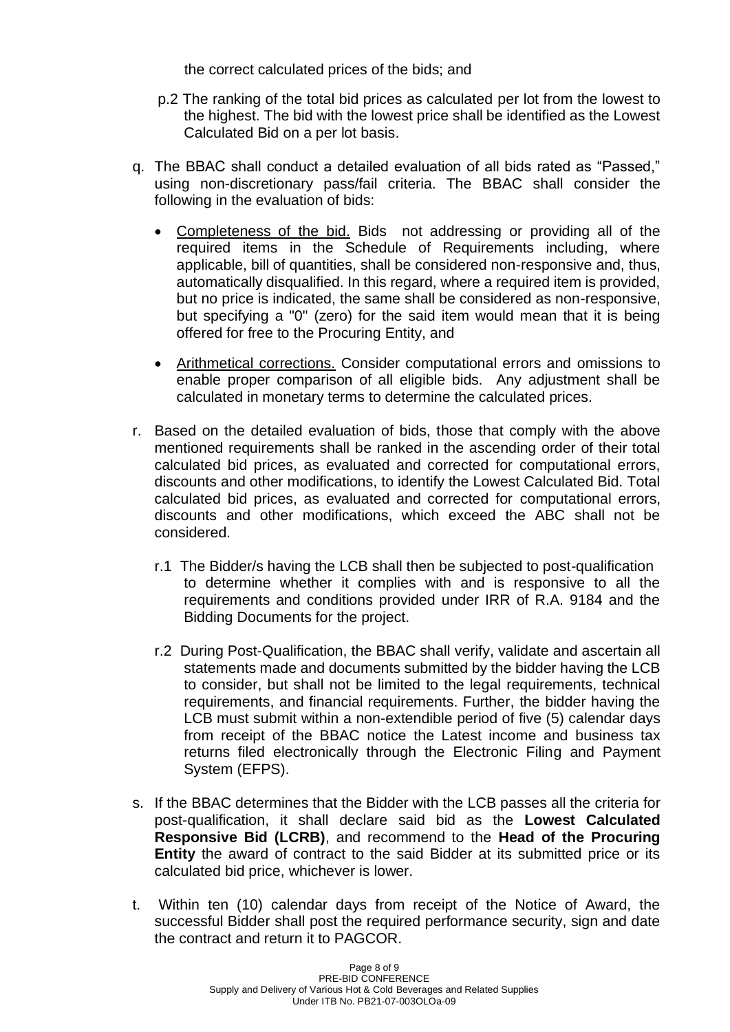the correct calculated prices of the bids; and

p.2 The ranking of the total bid prices as calculated per lot from the lowest to the highest. The bid with the lowest price shall be identified as the Lowest Calculated Bid on a per lot basis.

q. The BBAC shall conduct a detailed evaluation of all bids rated as "Passed," using non-discretionary pass/fail criteria. The BBAC shall consider the following in the evaluation of bids:

   - Completeness of the bid. Bids not addressing or providing all of the required items in the Schedule of Requirements including, where applicable, bill of quantities, shall be considered non-responsive and, thus, automatically disqualified. In this regard, where a required item is provided, but no price is indicated, the same shall be considered as non-responsive, but specifying a "0" (zero) for the said item would mean that it is being offered for free to the Procuring Entity, and

   - Arithmetical corrections. Consider computational errors and omissions to enable proper comparison of all eligible bids. Any adjustment shall be calculated in monetary terms to determine the calculated prices.

r. Based on the detailed evaluation of bids, those that comply with the above mentioned requirements shall be ranked in the ascending order of their total calculated bid prices, as evaluated and corrected for computational errors, discounts and other modifications, to identify the Lowest Calculated Bid. Total calculated bid prices, as evaluated and corrected for computational errors, discounts and other modifications, which exceed the ABC shall not be considered.

   r.1 The Bidder/s having the LCB shall then be subjected to post-qualification to determine whether it complies with and is responsive to all the requirements and conditions provided under IRR of R.A. 9184 and the Bidding Documents for the project.

   r.2 During Post-Qualification, the BBAC shall verify, validate and ascertain all statements made and documents submitted by the bidder having the LCB to consider, but shall not be limited to the legal requirements, technical requirements, and financial requirements. Further, the bidder having the LCB must submit within a non-extendible period of five (5) calendar days from receipt of the BBAC notice the Latest income and business tax returns filed electronically through the Electronic Filing and Payment System (EFPS).

s. If the BBAC determines that the Bidder with the LCB passes all the criteria for post-qualification, it shall declare said bid as the **Lowest Calculated Responsive Bid (LCRB)**, and recommend to the **Head of the Procuring Entity** the award of contract to the said Bidder at its submitted price or its calculated bid price, whichever is lower.

t. Within ten (10) calendar days from receipt of the Notice of Award, the successful Bidder shall post the required performance security, sign and date the contract and return it to PAGCOR.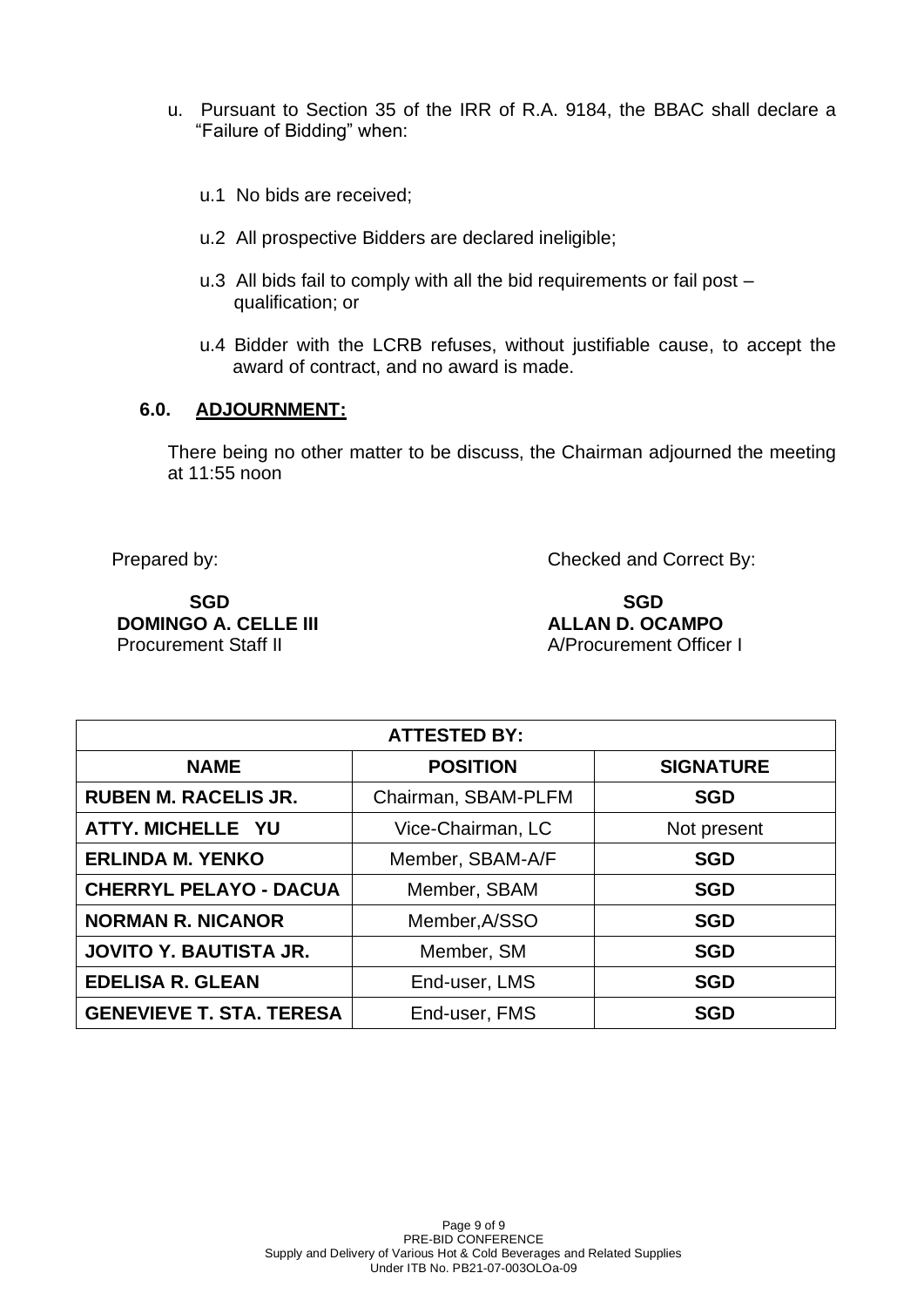u. Pursuant to Section 35 of the IRR of R.A. 9184, the BBAC shall declare a "Failure of Bidding" when:

u.1 No bids are received;

u.2 All prospective Bidders are declared ineligible;

u.3 All bids fail to comply with all the bid requirements or fail post – qualification; or

u.4 Bidder with the LCRB refuses, without justifiable cause, to accept the award of contract, and no award is made.

## 6.0. ADJOURNMENT:

There being no other matter to be discuss, the Chairman adjourned the meeting at 11:55 noon

Prepared by:

**SGD**
**DOMINGO A. CELLE III**
Procurement Staff II

Checked and Correct By:

**SGD**
**ALLAN D. OCAMPO**
A/Procurement Officer I

| ATTESTED BY: | | |
|---|---|---|
| **NAME** | **POSITION** | **SIGNATURE** |
| **RUBEN M. RACELIS JR.** | Chairman, SBAM-PLFM | **SGD** |
| **ATTY. MICHELLE YU** | Vice-Chairman, LC | Not present |
| **ERLINDA M. YENKO** | Member, SBAM-A/F | **SGD** |
| **CHERRYL PELAYO - DACUA** | Member, SBAM | **SGD** |
| **NORMAN R. NICANOR** | Member,A/SSO | **SGD** |
| **JOVITO Y. BAUTISTA JR.** | Member, SM | **SGD** |
| **EDELISA R. GLEAN** | End-user, LMS | **SGD** |
| **GENEVIEVE T. STA. TERESA** | End-user, FMS | **SGD** |